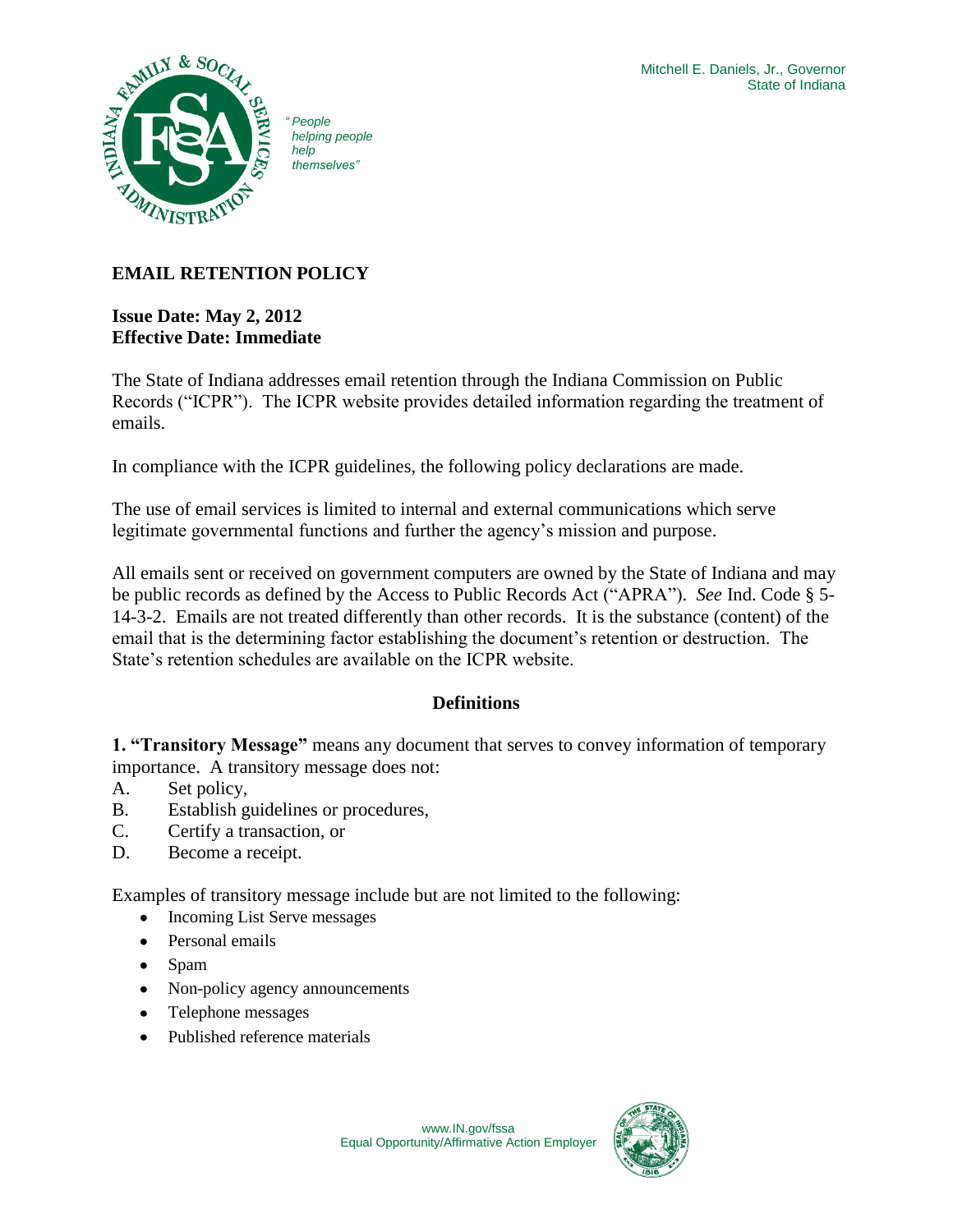Mitchell E. Daniels, Jr., Governor
State of Indiana

"People helping people help themselves"

# EMAIL RETENTION POLICY

**Issue Date: May 2, 2012**
**Effective Date: Immediate**

The State of Indiana addresses email retention through the Indiana Commission on Public Records ("ICPR"). The ICPR website provides detailed information regarding the treatment of emails.

In compliance with the ICPR guidelines, the following policy declarations are made.

The use of email services is limited to internal and external communications which serve legitimate governmental functions and further the agency's mission and purpose.

All emails sent or received on government computers are owned by the State of Indiana and may be public records as defined by the Access to Public Records Act ("APRA"). *See* Ind. Code § 5-14-3-2. Emails are not treated differently than other records. It is the substance (content) of the email that is the determining factor establishing the document's retention or destruction. The State's retention schedules are available on the ICPR website.

## Definitions

**1. "Transitory Message"** means any document that serves to convey information of temporary importance. A transitory message does not:

A. Set policy,
B. Establish guidelines or procedures,
C. Certify a transaction, or
D. Become a receipt.

Examples of transitory message include but are not limited to the following:

- Incoming List Serve messages
- Personal emails
- Spam
- Non-policy agency announcements
- Telephone messages
- Published reference materials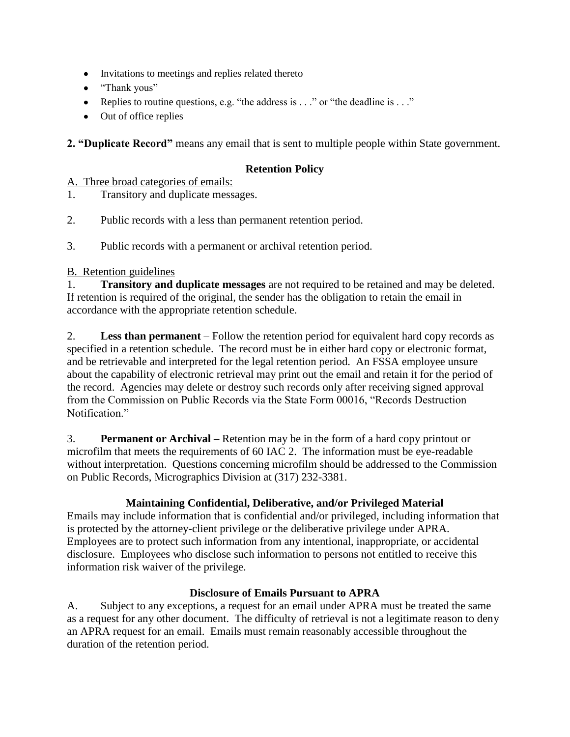- Invitations to meetings and replies related thereto
- "Thank yous"
- Replies to routine questions, e.g. "the address is . . ." or "the deadline is . . ."
- Out of office replies

**2. "Duplicate Record"** means any email that is sent to multiple people within State government.

### Retention Policy

A. Three broad categories of emails:

1. Transitory and duplicate messages.

2. Public records with a less than permanent retention period.

3. Public records with a permanent or archival retention period.

B. Retention guidelines

1. **Transitory and duplicate messages** are not required to be retained and may be deleted. If retention is required of the original, the sender has the obligation to retain the email in accordance with the appropriate retention schedule.

2. **Less than permanent** – Follow the retention period for equivalent hard copy records as specified in a retention schedule. The record must be in either hard copy or electronic format, and be retrievable and interpreted for the legal retention period. An FSSA employee unsure about the capability of electronic retrieval may print out the email and retain it for the period of the record. Agencies may delete or destroy such records only after receiving signed approval from the Commission on Public Records via the State Form 00016, "Records Destruction Notification."

3. **Permanent or Archival –** Retention may be in the form of a hard copy printout or microfilm that meets the requirements of 60 IAC 2. The information must be eye-readable without interpretation. Questions concerning microfilm should be addressed to the Commission on Public Records, Micrographics Division at (317) 232-3381.

### Maintaining Confidential, Deliberative, and/or Privileged Material

Emails may include information that is confidential and/or privileged, including information that is protected by the attorney-client privilege or the deliberative privilege under APRA. Employees are to protect such information from any intentional, inappropriate, or accidental disclosure. Employees who disclose such information to persons not entitled to receive this information risk waiver of the privilege.

### Disclosure of Emails Pursuant to APRA

A. Subject to any exceptions, a request for an email under APRA must be treated the same as a request for any other document. The difficulty of retrieval is not a legitimate reason to deny an APRA request for an email. Emails must remain reasonably accessible throughout the duration of the retention period.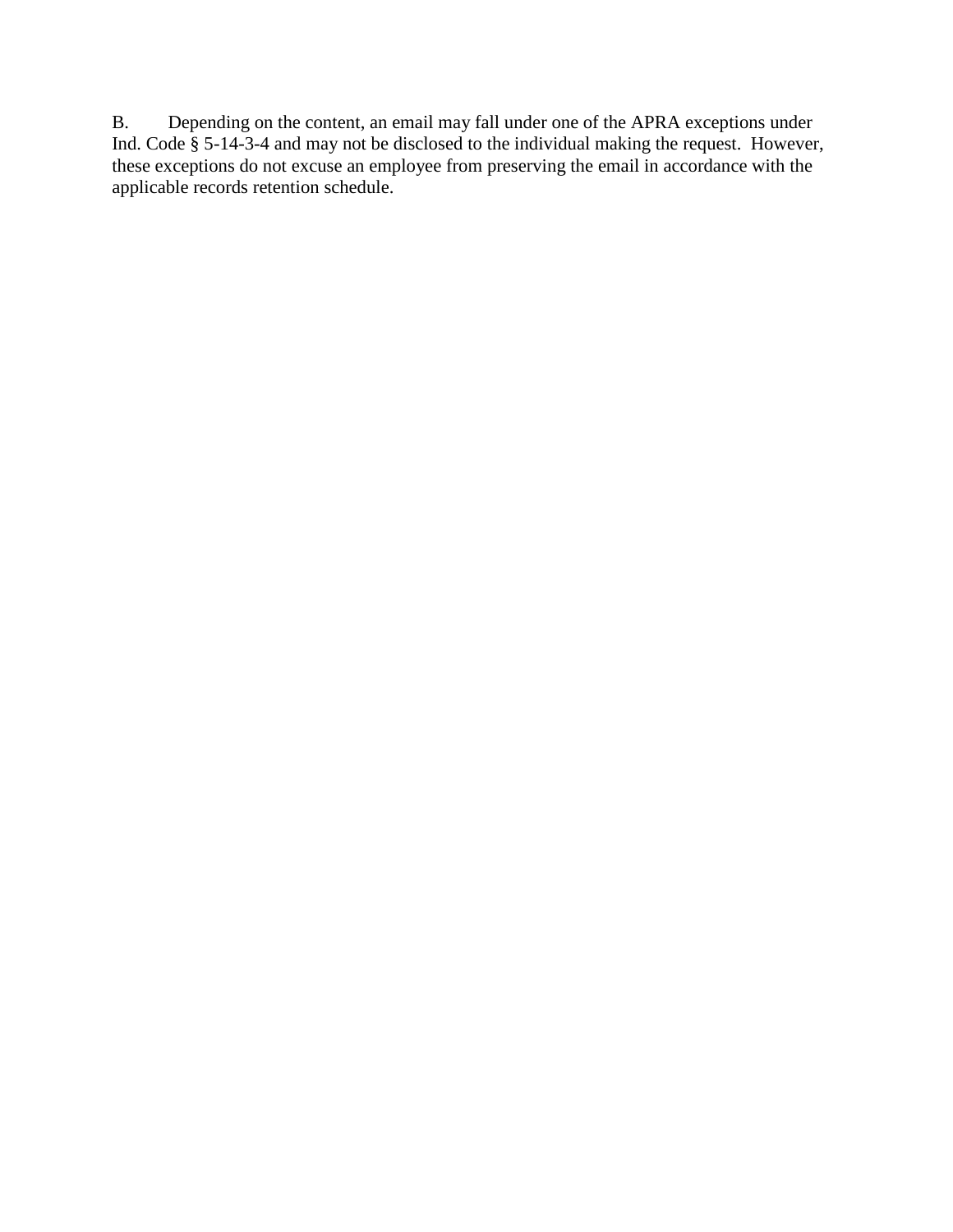B. Depending on the content, an email may fall under one of the APRA exceptions under Ind. Code § 5-14-3-4 and may not be disclosed to the individual making the request. However, these exceptions do not excuse an employee from preserving the email in accordance with the applicable records retention schedule.